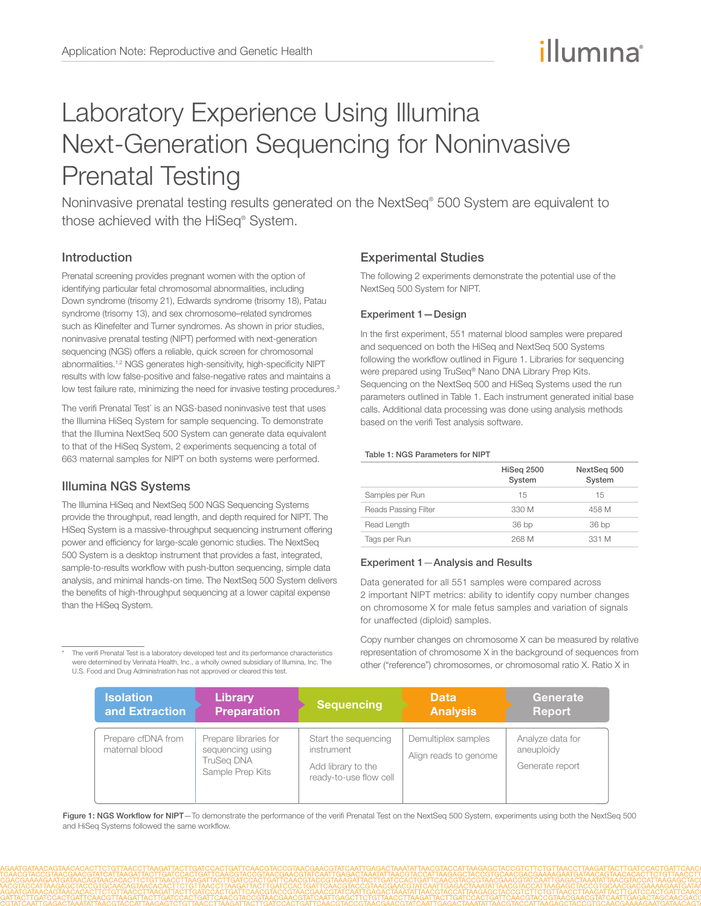Application Note: Reproductive and Genetic Health

# Laboratory Experience Using Illumina Next-Generation Sequencing for Noninvasive Prenatal Testing

Noninvasive prenatal testing results generated on the NextSeq® 500 System are equivalent to those achieved with the HiSeq® System.

## Introduction

Prenatal screening provides pregnant women with the option of identifying particular fetal chromosomal abnormalities, including Down syndrome (trisomy 21), Edwards syndrome (trisomy 18), Patau syndrome (trisomy 13), and sex chromosome–related syndromes such as Klinefelter and Turner syndromes. As shown in prior studies, noninvasive prenatal testing (NIPT) performed with next-generation sequencing (NGS) offers a reliable, quick screen for chromosomal abnormalities.[1,2] NGS generates high-sensitivity, high-specificity NIPT results with low false-positive and false-negative rates and maintains a low test failure rate, minimizing the need for invasive testing procedures.[3]

The verifi Prenatal Test* is an NGS-based noninvasive test that uses the Illumina HiSeq System for sample sequencing. To demonstrate that the Illumina NextSeq 500 System can generate data equivalent to that of the HiSeq System, 2 experiments sequencing a total of 663 maternal samples for NIPT on both systems were performed.

## Illumina NGS Systems

The Illumina HiSeq and NextSeq 500 NGS Sequencing Systems provide the throughput, read length, and depth required for NIPT. The HiSeq System is a massive-throughput sequencing instrument offering power and efficiency for large-scale genomic studies. The NextSeq 500 System is a desktop instrument that provides a fast, integrated, sample-to-results workflow with push-button sequencing, simple data analysis, and minimal hands-on time. The NextSeq 500 System delivers the benefits of high-throughput sequencing at a lower capital expense than the HiSeq System.

\* The verifi Prenatal Test is a laboratory developed test and its performance characteristics were determined by Verinata Health, Inc., a wholly owned subsidiary of Illumina, Inc. The U.S. Food and Drug Administration has not approved or cleared this test.

## Experimental Studies

The following 2 experiments demonstrate the potential use of the NextSeq 500 System for NIPT.

### Experiment 1—Design

In the first experiment, 551 maternal blood samples were prepared and sequenced on both the HiSeq and NextSeq 500 Systems following the workflow outlined in Figure 1. Libraries for sequencing were prepared using TruSeq® Nano DNA Library Prep Kits. Sequencing on the NextSeq 500 and HiSeq Systems used the run parameters outlined in Table 1. Each instrument generated initial base calls. Additional data processing was done using analysis methods based on the verifi Test analysis software.

**Table 1: NGS Parameters for NIPT**

| | HiSeq 2500 System | NextSeq 500 System |
|---|---|---|
| Samples per Run | 15 | 15 |
| Reads Passing Filter | 330 M | 458 M |
| Read Length | 36 bp | 36 bp |
| Tags per Run | 268 M | 331 M |

### Experiment 1—Analysis and Results

Data generated for all 551 samples were compared across 2 important NIPT metrics: ability to identify copy number changes on chromosome X for male fetus samples and variation of signals for unaffected (diploid) samples.

Copy number changes on chromosome X can be measured by relative representation of chromosome X in the background of sequences from other ("reference") chromosomes, or chromosomal ratio X. Ratio X in

| Isolation and Extraction | Library Preparation | Sequencing | Data Analysis | Generate Report |
|---|---|---|---|---|
| Prepare cfDNA from maternal blood | Prepare libraries for sequencing using TruSeq DNA Sample Prep Kits | Start the sequencing instrument<br>Add library to the ready-to-use flow cell | Demultiplex samples<br>Align reads to genome | Analyze data for aneuploidy<br>Generate report |

**Figure 1: NGS Workflow for NIPT**—To demonstrate the performance of the verifi Prenatal Test on the NextSeq 500 System, experiments using both the NextSeq 500 and HiSeq Systems followed the same workflow.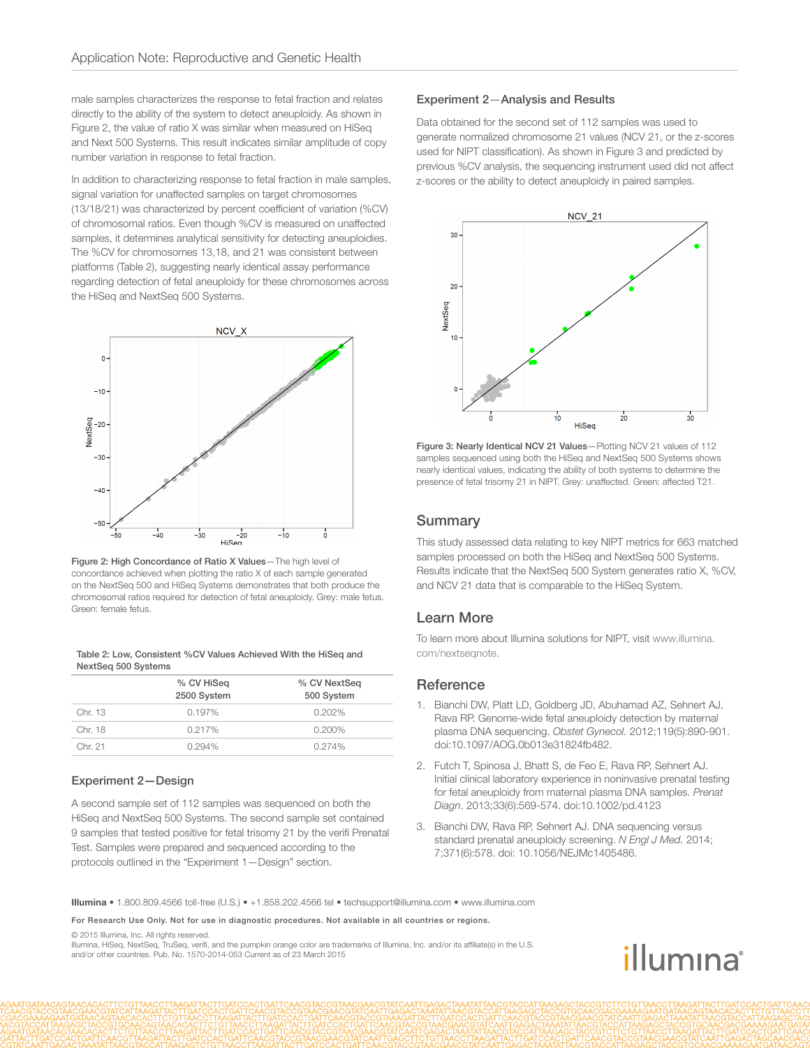male samples characterizes the response to fetal fraction and relates directly to the ability of the system to detect aneuploidy. As shown in Figure 2, the value of ratio X was similar when measured on HiSeq and Next 500 Systems. This result indicates similar amplitude of copy number variation in response to fetal fraction.

In addition to characterizing response to fetal fraction in male samples, signal variation for unaffected samples on target chromosomes (13/18/21) was characterized by percent coefficient of variation (%CV) of chromosomal ratios. Even though %CV is measured on unaffected samples, it determines analytical sensitivity for detecting aneuploidies. The %CV for chromosomes 13,18, and 21 was consistent between platforms (Table 2), suggesting nearly identical assay performance regarding detection of fetal aneuploidy for these chromosomes across the HiSeq and NextSeq 500 Systems.

NCV_X

NextSeq

HiSeq

0
−10
−20
−30
−40
−50

−50
−40
−30
−20
−10
0

**Figure 2: High Concordance of Ratio X Values**—The high level of concordance achieved when plotting the ratio X of each sample generated on the NextSeq 500 and HiSeq Systems demonstrates that both produce the chromosomal ratios required for detection of fetal aneuploidy. Grey: male fetus. Green: female fetus.

**Table 2: Low, Consistent %CV Values Achieved With the HiSeq and NextSeq 500 Systems**

| | % CV HiSeq 2500 System | % CV NextSeq 500 System |
|---|---|---|
| Chr. 13 | 0.197% | 0.202% |
| Chr. 18 | 0.217% | 0.200% |
| Chr. 21 | 0.294% | 0.274% |

## Experiment 2—Design

A second sample set of 112 samples was sequenced on both the HiSeq and NextSeq 500 Systems. The second sample set contained 9 samples that tested positive for fetal trisomy 21 by the verifi Prenatal Test. Samples were prepared and sequenced according to the protocols outlined in the "Experiment 1—Design" section.

## Experiment 2—Analysis and Results

Data obtained for the second set of 112 samples was used to generate normalized chromosome 21 values (NCV 21, or the z-scores used for NIPT classification). As shown in Figure 3 and predicted by previous %CV analysis, the sequencing instrument used did not affect z-scores or the ability to detect aneuploidy in paired samples.

NCV_21

NextSeq

HiSeq

30
20
10
0

0
10
20
30

**Figure 3: Nearly Identical NCV 21 Values**—Plotting NCV 21 values of 112 samples sequenced using both the HiSeq and NextSeq 500 Systems shows nearly identical values, indicating the ability of both systems to determine the presence of fetal trisomy 21 in NIPT. Grey: unaffected. Green: affected T21.

## Summary

This study assessed data relating to key NIPT metrics for 663 matched samples processed on both the HiSeq and NextSeq 500 Systems. Results indicate that the NextSeq 500 System generates ratio X, %CV, and NCV 21 data that is comparable to the HiSeq System.

## Learn More

To learn more about Illumina solutions for NIPT, visit www.illumina.com/nextseqnote.

## Reference

1. Bianchi DW, Platt LD, Goldberg JD, Abuhamad AZ, Sehnert AJ, Rava RP. Genome-wide fetal aneuploidy detection by maternal plasma DNA sequencing. *Obstet Gynecol.* 2012;119(5):890-901. doi:10.1097/AOG.0b013e31824fb482.
2. Futch T, Spinosa J, Bhatt S, de Feo E, Rava RP, Sehnert AJ. Initial clinical laboratory experience in noninvasive prenatal testing for fetal aneuploidy from maternal plasma DNA samples. *Prenat Diagn*. 2013;33(6):569-574. doi:10.1002/pd.4123
3. Bianchi DW, Rava RP, Sehnert AJ. DNA sequencing versus standard prenatal aneuploidy screening. *N Engl J Med.* 2014; 7;371(6):578. doi: 10.1056/NEJMc1405486.

**Illumina** • 1.800.809.4566 toll-free (U.S.) • +1.858.202.4566 tel • techsupport@illumina.com • www.illumina.com

**For Research Use Only. Not for use in diagnostic procedures. Not available in all countries or regions.**

© 2015 Illumina, Inc. All rights reserved.
Illumina, HiSeq, NextSeq, TruSeq, verifi, and the pumpkin orange color are trademarks of Illumina, Inc. and/or its affiliate(s) in the U.S. and/or other countries. Pub. No. 1570-2014-053 Current as of 23 March 2015